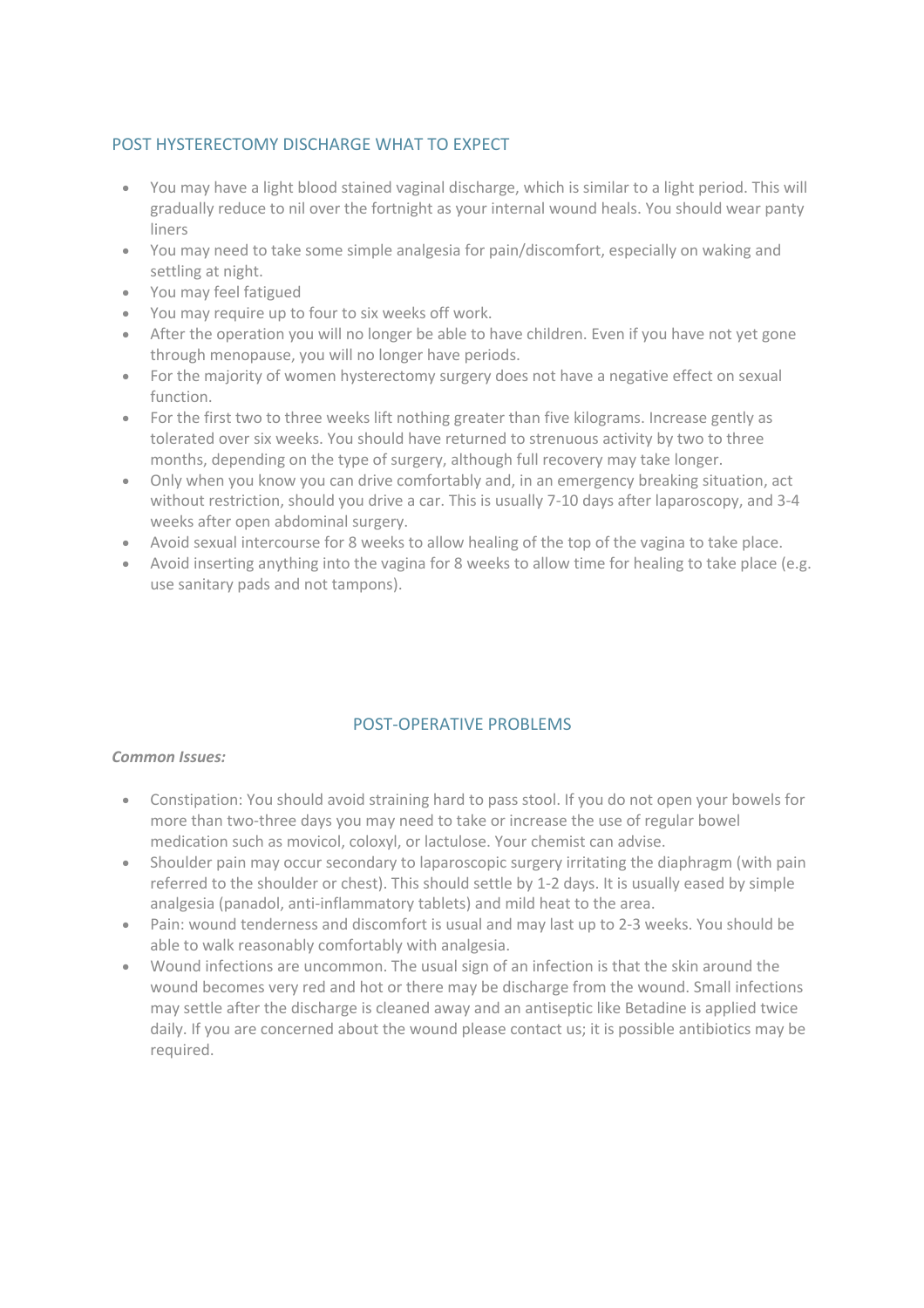## POST HYSTERECTOMY DISCHARGE WHAT TO EXPECT

- You may have a light blood stained vaginal discharge, which is similar to a light period. This will gradually reduce to nil over the fortnight as your internal wound heals. You should wear panty liners
- You may need to take some simple analgesia for pain/discomfort, especially on waking and settling at night.
- You may feel fatigued
- You may require up to four to six weeks off work.
- After the operation you will no longer be able to have children. Even if you have not yet gone through menopause, you will no longer have periods.
- For the majority of women hysterectomy surgery does not have a negative effect on sexual function.
- For the first two to three weeks lift nothing greater than five kilograms. Increase gently as tolerated over six weeks. You should have returned to strenuous activity by two to three months, depending on the type of surgery, although full recovery may take longer.
- Only when you know you can drive comfortably and, in an emergency breaking situation, act without restriction, should you drive a car. This is usually 7-10 days after laparoscopy, and 3-4 weeks after open abdominal surgery.
- Avoid sexual intercourse for 8 weeks to allow healing of the top of the vagina to take place.
- Avoid inserting anything into the vagina for 8 weeks to allow time for healing to take place (e.g. use sanitary pads and not tampons).

## POST-OPERATIVE PROBLEMS

***Common Issues:***

- Constipation: You should avoid straining hard to pass stool. If you do not open your bowels for more than two-three days you may need to take or increase the use of regular bowel medication such as movicol, coloxyl, or lactulose. Your chemist can advise.
- Shoulder pain may occur secondary to laparoscopic surgery irritating the diaphragm (with pain referred to the shoulder or chest). This should settle by 1-2 days. It is usually eased by simple analgesia (panadol, anti-inflammatory tablets) and mild heat to the area.
- Pain: wound tenderness and discomfort is usual and may last up to 2-3 weeks. You should be able to walk reasonably comfortably with analgesia.
- Wound infections are uncommon. The usual sign of an infection is that the skin around the wound becomes very red and hot or there may be discharge from the wound. Small infections may settle after the discharge is cleaned away and an antiseptic like Betadine is applied twice daily. If you are concerned about the wound please contact us; it is possible antibiotics may be required.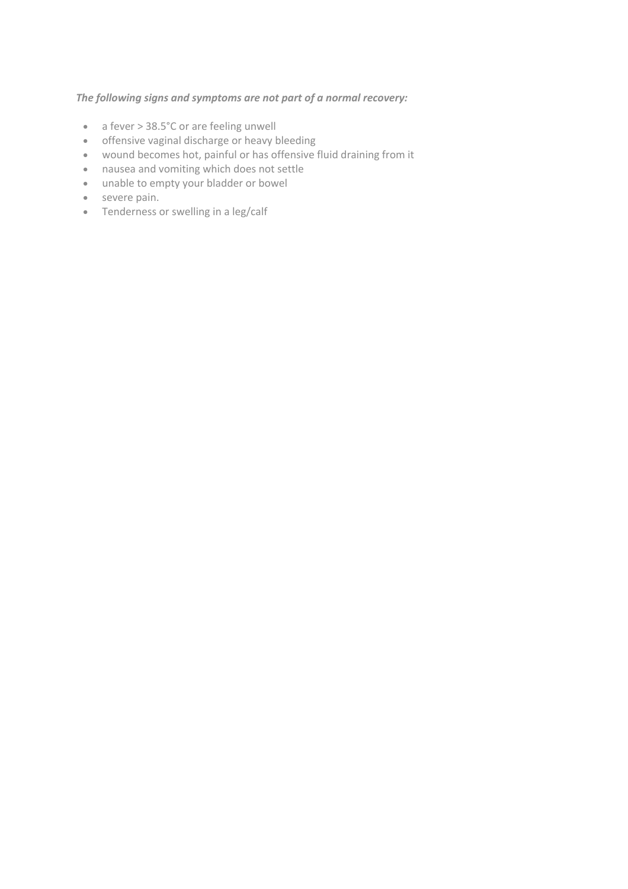***The following signs and symptoms are not part of a normal recovery:***

- a fever > 38.5°C or are feeling unwell
- offensive vaginal discharge or heavy bleeding
- wound becomes hot, painful or has offensive fluid draining from it
- nausea and vomiting which does not settle
- unable to empty your bladder or bowel
- severe pain.
- Tenderness or swelling in a leg/calf